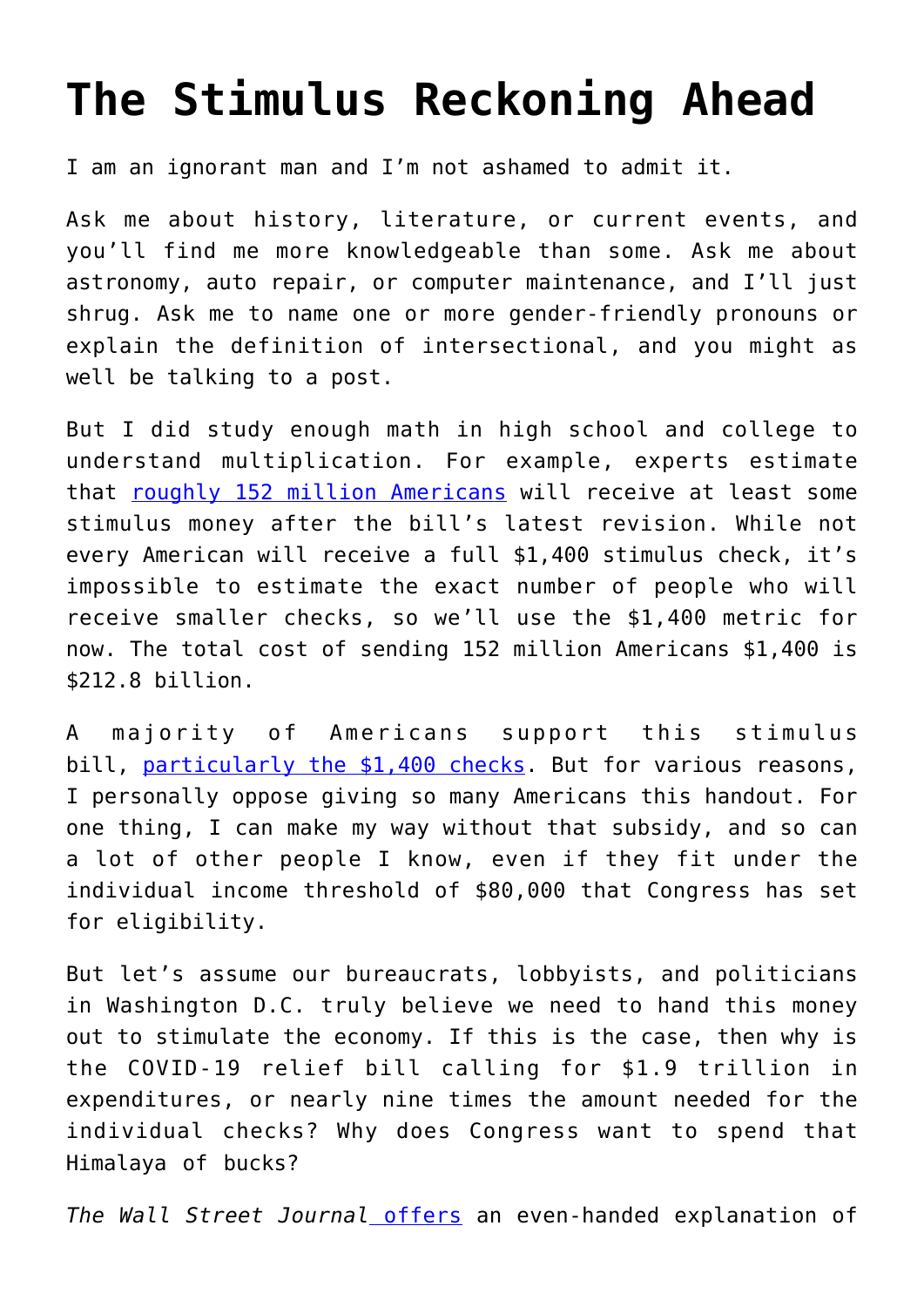# The Stimulus Reckoning Ahead

I am an ignorant man and I'm not ashamed to admit it.

Ask me about history, literature, or current events, and you'll find me more knowledgeable than some. Ask me about astronomy, auto repair, or computer maintenance, and I'll just shrug. Ask me to name one or more gender-friendly pronouns or explain the definition of intersectional, and you might as well be talking to a post.

But I did study enough math in high school and college to understand multiplication. For example, experts estimate that roughly 152 million Americans will receive at least some stimulus money after the bill's latest revision. While not every American will receive a full $1,400 stimulus check, it's impossible to estimate the exact number of people who will receive smaller checks, so we'll use the $1,400 metric for now. The total cost of sending 152 million Americans $1,400 is $212.8 billion.

A majority of Americans support this stimulus bill, particularly the $1,400 checks. But for various reasons, I personally oppose giving so many Americans this handout. For one thing, I can make my way without that subsidy, and so can a lot of other people I know, even if they fit under the individual income threshold of $80,000 that Congress has set for eligibility.

But let's assume our bureaucrats, lobbyists, and politicians in Washington D.C. truly believe we need to hand this money out to stimulate the economy. If this is the case, then why is the COVID-19 relief bill calling for $1.9 trillion in expenditures, or nearly nine times the amount needed for the individual checks? Why does Congress want to spend that Himalaya of bucks?

*The Wall Street Journal* offers an even-handed explanation of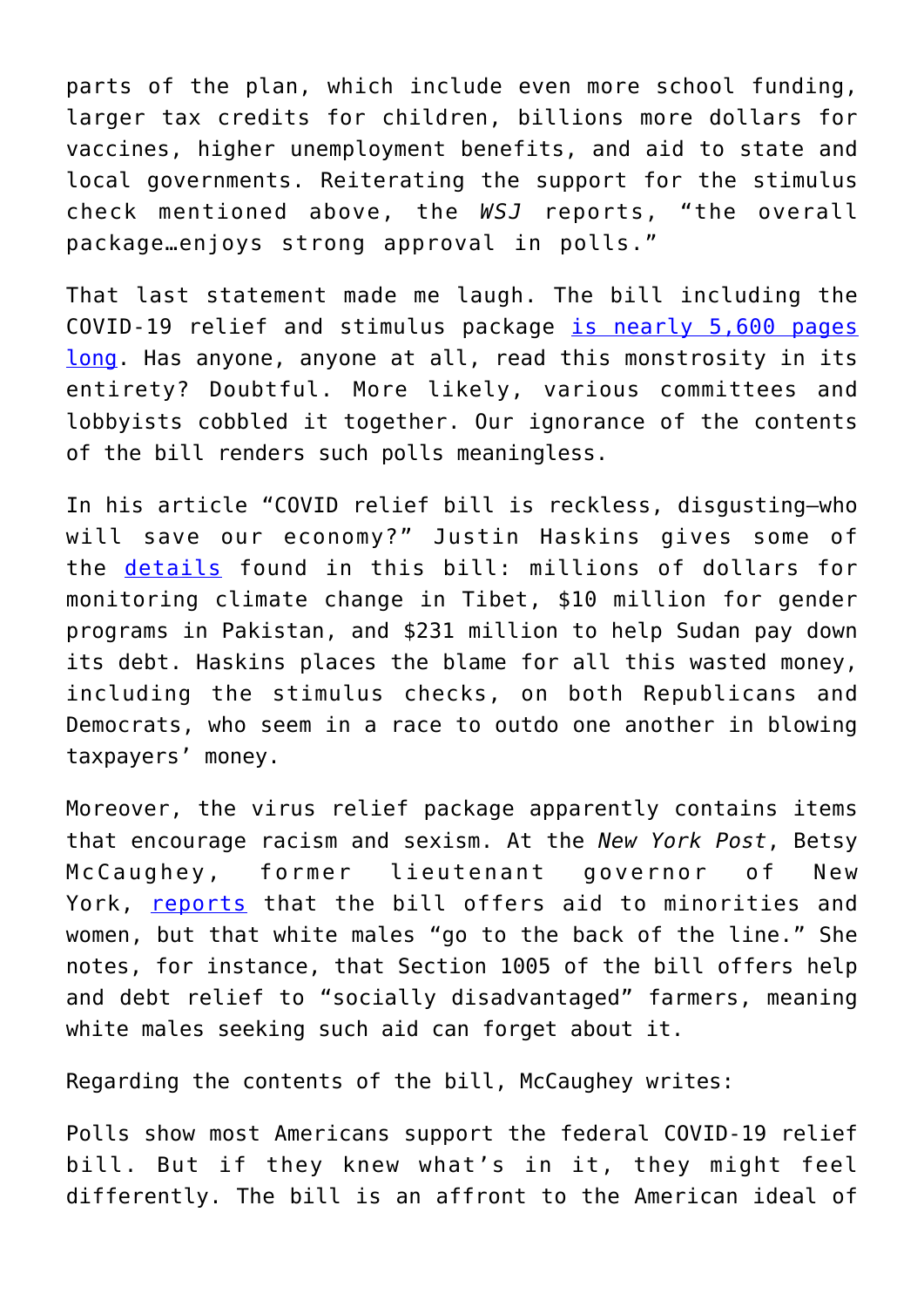parts of the plan, which include even more school funding, larger tax credits for children, billions more dollars for vaccines, higher unemployment benefits, and aid to state and local governments. Reiterating the support for the stimulus check mentioned above, the *WSJ* reports, "the overall package…enjoys strong approval in polls."

That last statement made me laugh. The bill including the COVID-19 relief and stimulus package is nearly 5,600 pages long. Has anyone, anyone at all, read this monstrosity in its entirety? Doubtful. More likely, various committees and lobbyists cobbled it together. Our ignorance of the contents of the bill renders such polls meaningless.

In his article "COVID relief bill is reckless, disgusting—who will save our economy?" Justin Haskins gives some of the details found in this bill: millions of dollars for monitoring climate change in Tibet, $10 million for gender programs in Pakistan, and $231 million to help Sudan pay down its debt. Haskins places the blame for all this wasted money, including the stimulus checks, on both Republicans and Democrats, who seem in a race to outdo one another in blowing taxpayers' money.

Moreover, the virus relief package apparently contains items that encourage racism and sexism. At the *New York Post*, Betsy McCaughey, former lieutenant governor of New York, reports that the bill offers aid to minorities and women, but that white males "go to the back of the line." She notes, for instance, that Section 1005 of the bill offers help and debt relief to "socially disadvantaged" farmers, meaning white males seeking such aid can forget about it.

Regarding the contents of the bill, McCaughey writes:

Polls show most Americans support the federal COVID-19 relief bill. But if they knew what's in it, they might feel differently. The bill is an affront to the American ideal of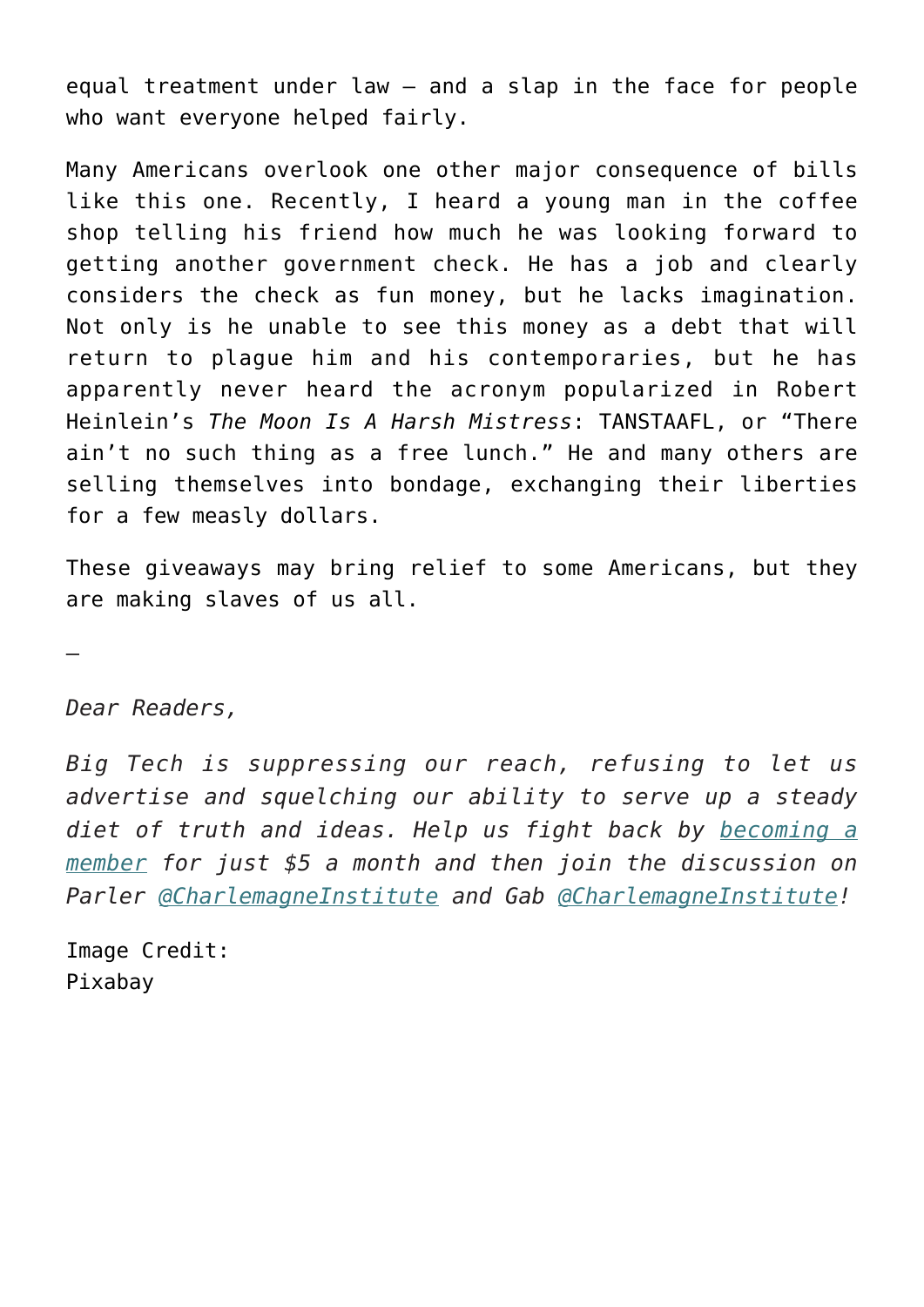equal treatment under law – and a slap in the face for people who want everyone helped fairly.

Many Americans overlook one other major consequence of bills like this one. Recently, I heard a young man in the coffee shop telling his friend how much he was looking forward to getting another government check. He has a job and clearly considers the check as fun money, but he lacks imagination. Not only is he unable to see this money as a debt that will return to plague him and his contemporaries, but he has apparently never heard the acronym popularized in Robert Heinlein's *The Moon Is A Harsh Mistress*: TANSTAAFL, or "There ain't no such thing as a free lunch." He and many others are selling themselves into bondage, exchanging their liberties for a few measly dollars.

These giveaways may bring relief to some Americans, but they are making slaves of us all.

—

*Dear Readers,*

*Big Tech is suppressing our reach, refusing to let us advertise and squelching our ability to serve up a steady diet of truth and ideas. Help us fight back by becoming a member for just $5 a month and then join the discussion on Parler @CharlemagneInstitute and Gab @CharlemagneInstitute!*

Image Credit:
Pixabay